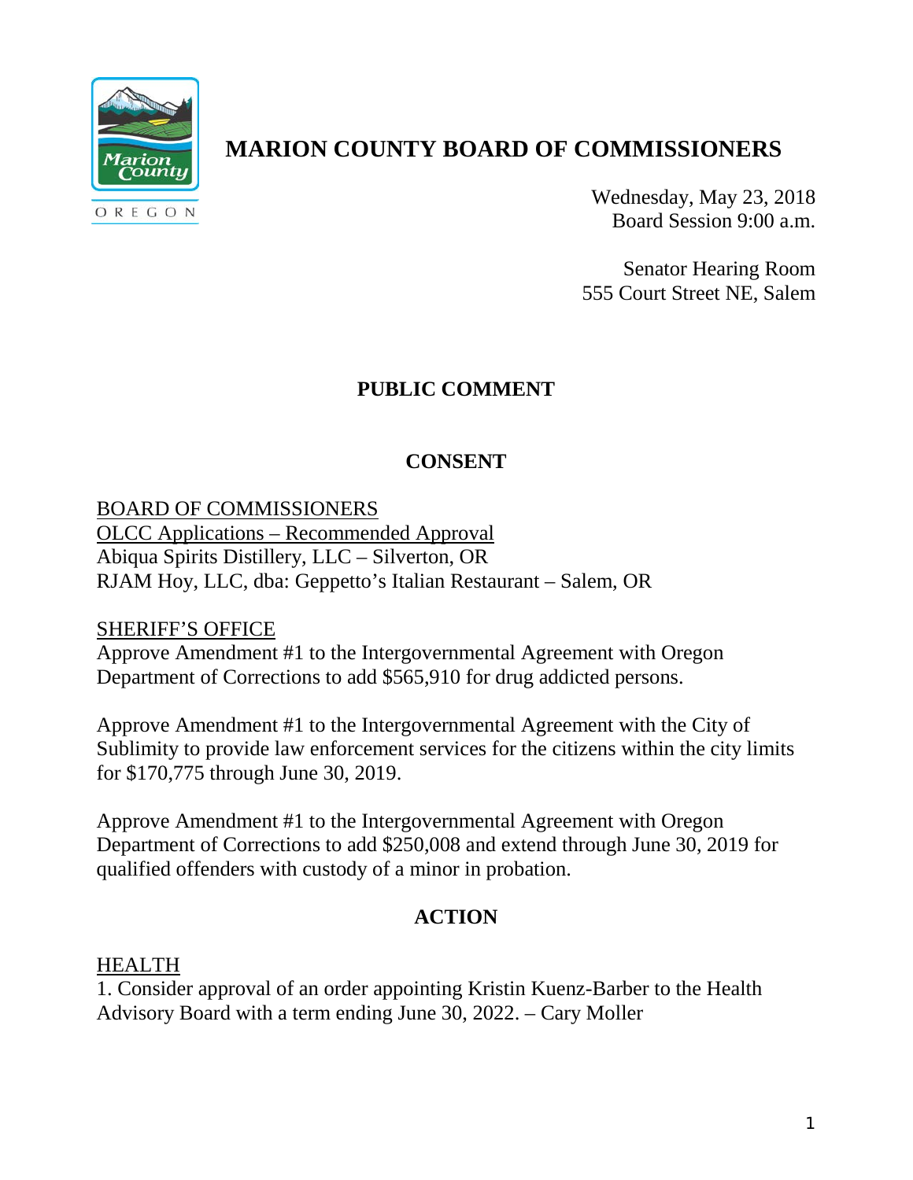# MARION COUNTY BOARD OF COMMISSIONERS

Wednesday, May 23, 2018
Board Session 9:00 a.m.

Senator Hearing Room
555 Court Street NE, Salem

## PUBLIC COMMENT

## CONSENT

BOARD OF COMMISSIONERS

OLCC Applications – Recommended Approval

Abiqua Spirits Distillery, LLC – Silverton, OR
RJAM Hoy, LLC, dba: Geppetto's Italian Restaurant – Salem, OR

SHERIFF'S OFFICE

Approve Amendment #1 to the Intergovernmental Agreement with Oregon Department of Corrections to add $565,910 for drug addicted persons.

Approve Amendment #1 to the Intergovernmental Agreement with the City of Sublimity to provide law enforcement services for the citizens within the city limits for $170,775 through June 30, 2019.

Approve Amendment #1 to the Intergovernmental Agreement with Oregon Department of Corrections to add $250,008 and extend through June 30, 2019 for qualified offenders with custody of a minor in probation.

## ACTION

HEALTH

1. Consider approval of an order appointing Kristin Kuenz-Barber to the Health Advisory Board with a term ending June 30, 2022. – Cary Moller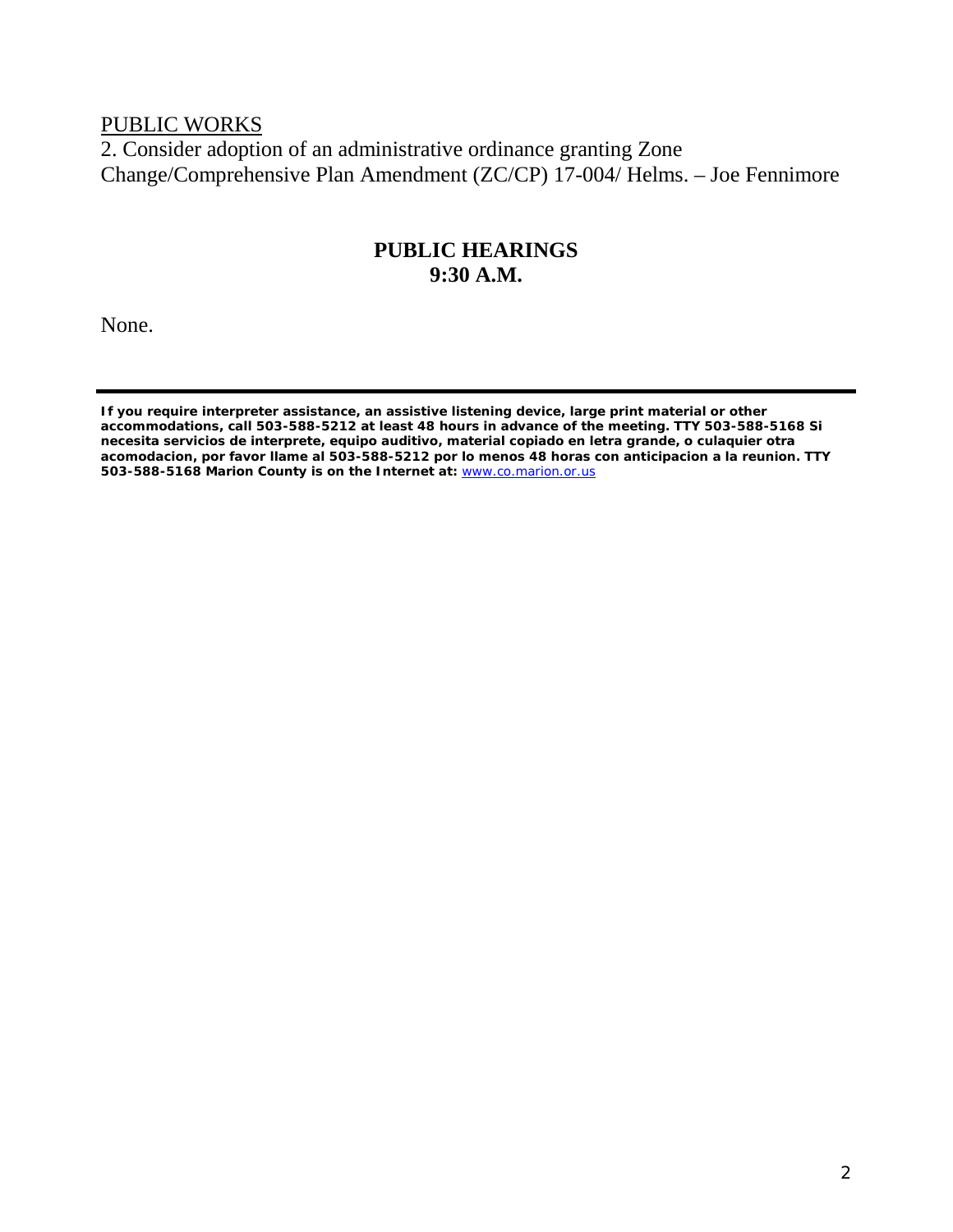PUBLIC WORKS

2. Consider adoption of an administrative ordinance granting Zone Change/Comprehensive Plan Amendment (ZC/CP) 17-004/ Helms. – Joe Fennimore

## PUBLIC HEARINGS
## 9:30 A.M.

None.

---

**If you require interpreter assistance, an assistive listening device, large print material or other accommodations, call 503-588-5212 at least 48 hours in advance of the meeting. TTY 503-588-5168 Si necesita servicios de interprete, equipo auditivo, material copiado en letra grande, o culaquier otra acomodacion, por favor llame al 503-588-5212 por lo menos 48 horas con anticipacion a la reunion. TTY 503-588-5168 Marion County is on the Internet at:** www.co.marion.or.us